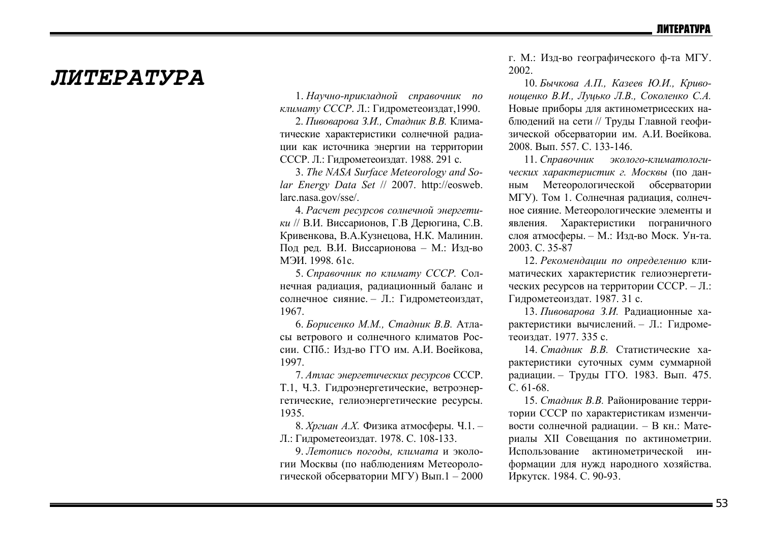# ЛИТЕРАТУРА

1. *Научно-прикладной справочник по климату СССР*. Л.: Гидрометеоиздат,1990.

2. *Пивоварова З.И., Стадник В.В.* Климатические характеристики солнечной радиации как источника энергии на территории СССР. Л.: Гидрометеоиздат. 1988. 291 с.

3. *The NASA Surface Meteorology and Solar Energy Data Set* // 2007. http://eosweb.larc.nasa.gov/sse/.

4. *Расчет ресурсов солнечной энергетики* // В.И. Виссарионов, Г.В Дерюгина, С.В. Кривенкова, В.А.Кузнецова, Н.К. Малинин. Под ред. В.И. Виссарионова – М.: Изд-во МЭИ. 1998. 61с.

5. *Справочник по климату СССР.* Солнечная радиация, радиационный баланс и солнечное сияние. – Л.: Гидрометеоиздат, 1967.

6. *Борисенко М.М., Стадник В.В.* Атласы ветрового и солнечного климатов России. СПб.: Изд-во ГГО им. А.И. Воейкова, 1997.

7. *Атлас энергетических ресурсов* СССР. Т.1, Ч.3. Гидроэнергетические, ветроэнергетические, гелиоэнергетические ресурсы. 1935.

8. *Хргиан А.Х.* Физика атмосферы. Ч.1. – Л.: Гидрометеоиздат. 1978. С. 108-133.

9. *Летопись погоды, климата* и экологии Москвы (по наблюдениям Метеорологической обсерватории МГУ) Вып.1 – 2000 г. М.: Изд-во географического ф-та МГУ. 2002.

10. *Бычкова А.П., Казеев Ю.И., Кривонощенко В.И., Луцько Л.В., Соколенко С.А.* Новые приборы для актинометрисеских наблюдений на сети // Труды Главной геофизической обсерватории им. А.И. Воейкова. 2008. Вып. 557. С. 133-146.

11. *Справочник эколого-климатологических характеристик г. Москвы* (по данным Метеорологической обсерватории МГУ). Том 1. Солнечная радиация, солнечное сияние. Метеорологические элементы и явления. Характеристики пограничного слоя атмосферы. – М.: Изд-во Моск. Ун-та. 2003. С. 35-87

12. *Рекомендации по определению* климатических характеристик гелиоэнергетических ресурсов на территории СССР. – Л.: Гидрометеоиздат. 1987. 31 с.

13. *Пивоварова З.И.* Радиационные характеристики вычислений. – Л.: Гидрометеоиздат. 1977. 335 с.

14. *Стадник В.В.* Статистические характеристики суточных сумм суммарной радиации. – Труды ГГО. 1983. Вып. 475. С. 61-68.

15. *Стадник В.В.* Районирование территории СССР по характеристикам изменчивости солнечной радиации. – В кн.: Материалы XII Совещания по актинометрии. Использование актинометрической информации для нужд народного хозяйства. Иркутск. 1984. С. 90-93.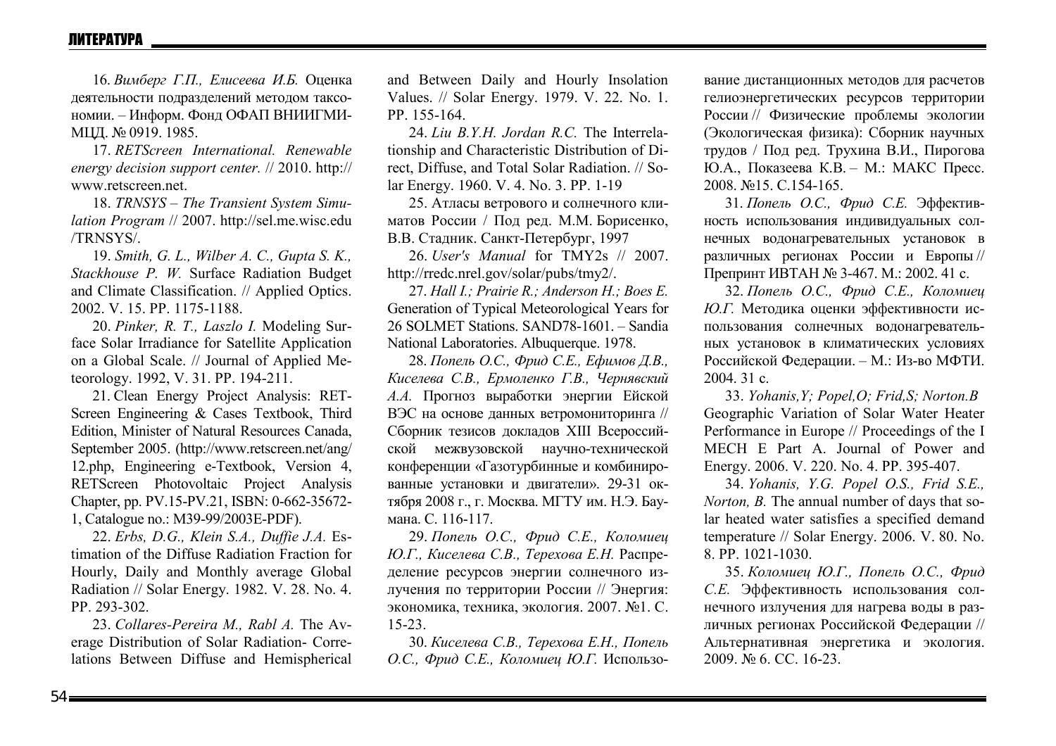16. *Вимберг Г.П., Елисеева И.Б.* Оценка деятельности подразделений методом таксономии. – Информ. Фонд ОФАП ВНИИГМИ-МЦД. № 0919. 1985.

17. *RETScreen International. Renewable energy decision support center.* // 2010. http://www.retscreen.net.

18. *TRNSYS – The Transient System Simulation Program* // 2007. http://sel.me.wisc.edu/TRNSYS/.

19. *Smith, G. L., Wilber A. C., Gupta S. K., Stackhouse P. W.* Surface Radiation Budget and Climate Classification. // Applied Optics. 2002. V. 15. PP. 1175-1188.

20. *Pinker, R. T., Laszlo I.* Modeling Surface Solar Irradiance for Satellite Application on a Global Scale. // Journal of Applied Meteorology. 1992, V. 31. PP. 194-211.

21. Clean Energy Project Analysis: RETScreen Engineering & Cases Textbook, Third Edition, Minister of Natural Resources Canada, September 2005. (http://www.retscreen.net/ang/12.php, Engineering e-Textbook, Version 4, RETScreen Photovoltaic Project Analysis Chapter, pp. PV.15-PV.21, ISBN: 0-662-35672-1, Catalogue no.: M39-99/2003E-PDF).

22. *Erbs, D.G., Klein S.A., Duffie J.A.* Estimation of the Diffuse Radiation Fraction for Hourly, Daily and Monthly average Global Radiation // Solar Energy. 1982. V. 28. No. 4. PP. 293-302.

23. *Collares-Pereira M., Rabl A.* The Average Distribution of Solar Radiation- Correlations Between Diffuse and Hemispherical and Between Daily and Hourly Insolation Values. // Solar Energy. 1979. V. 22. No. 1. PP. 155-164.

24. *Liu B.Y.H. Jordan R.C.* The Interrelationship and Characteristic Distribution of Direct, Diffuse, and Total Solar Radiation. // Solar Energy. 1960. V. 4. No. 3. PP. 1-19

25. Атласы ветрового и солнечного климатов России / Под ред. М.М. Борисенко, В.В. Стадник. Санкт-Петербург, 1997

26. *User's Manual* for TMY2s // 2007. http://rredc.nrel.gov/solar/pubs/tmy2/.

27. *Hall I.; Prairie R.; Anderson H.; Boes E.* Generation of Typical Meteorological Years for 26 SOLMET Stations. SAND78-1601. – Sandia National Laboratories. Albuquerque. 1978.

28. *Попель О.С., Фрид С.Е., Ефимов Д.В., Киселева С.В., Ермоленко Г.В., Чернявский А.А.* Прогноз выработки энергии Ейской ВЭС на основе данных ветромониторинга // Сборник тезисов докладов XIII Всероссийской межвузовской научно-технической конференции «Газотурбинные и комбинированные установки и двигатели». 29-31 октября 2008 г., г. Москва. МГТУ им. Н.Э. Баумана. С. 116-117.

29. *Попель О.С., Фрид С.Е., Коломиец Ю.Г., Киселева С.В., Терехова Е.Н.* Распределение ресурсов энергии солнечного излучения по территории России // Энергия: экономика, техника, экология. 2007. №1. С. 15-23.

30. *Киселева С.В., Терехова Е.Н., Попель О.С., Фрид С.Е., Коломиец Ю.Г.* Использование дистанционных методов для расчетов гелиоэнергетических ресурсов территории России // Физические проблемы экологии (Экологическая физика): Сборник научных трудов / Под ред. Трухина В.И., Пирогова Ю.А., Показеева К.В. – М.: МАКС Пресс. 2008. №15. С.154-165.

31. *Попель О.С., Фрид С.Е.* Эффективность использования индивидуальных солнечных водонагревательных установок в различных регионах России и Европы // Препринт ИВТАН № 3-467. М.: 2002. 41 с.

32. *Попель О.С., Фрид С.Е., Коломиец Ю.Г.* Методика оценки эффективности использования солнечных водонагревательных установок в климатических условиях Российской Федерации. – М.: Из-во МФТИ. 2004. 31 с.

33. *Yohanis,Y; Popel,O; Frid,S; Norton.B* Geographic Variation of Solar Water Heater Performance in Europe // Proceedings of the I MECH E Part A. Journal of Power and Energy. 2006. V. 220. No. 4. PP. 395-407.

34. *Yohanis, Y.G. Popel O.S., Frid S.E., Norton, B.* The annual number of days that solar heated water satisfies a specified demand temperature // Solar Energy. 2006. V. 80. No. 8. PP. 1021-1030.

35. *Коломиец Ю.Г., Попель О.С., Фрид С.Е.* Эффективность использования солнечного излучения для нагрева воды в различных регионах Российской Федерации // Альтернативная энергетика и экология. 2009. № 6. СС. 16-23.